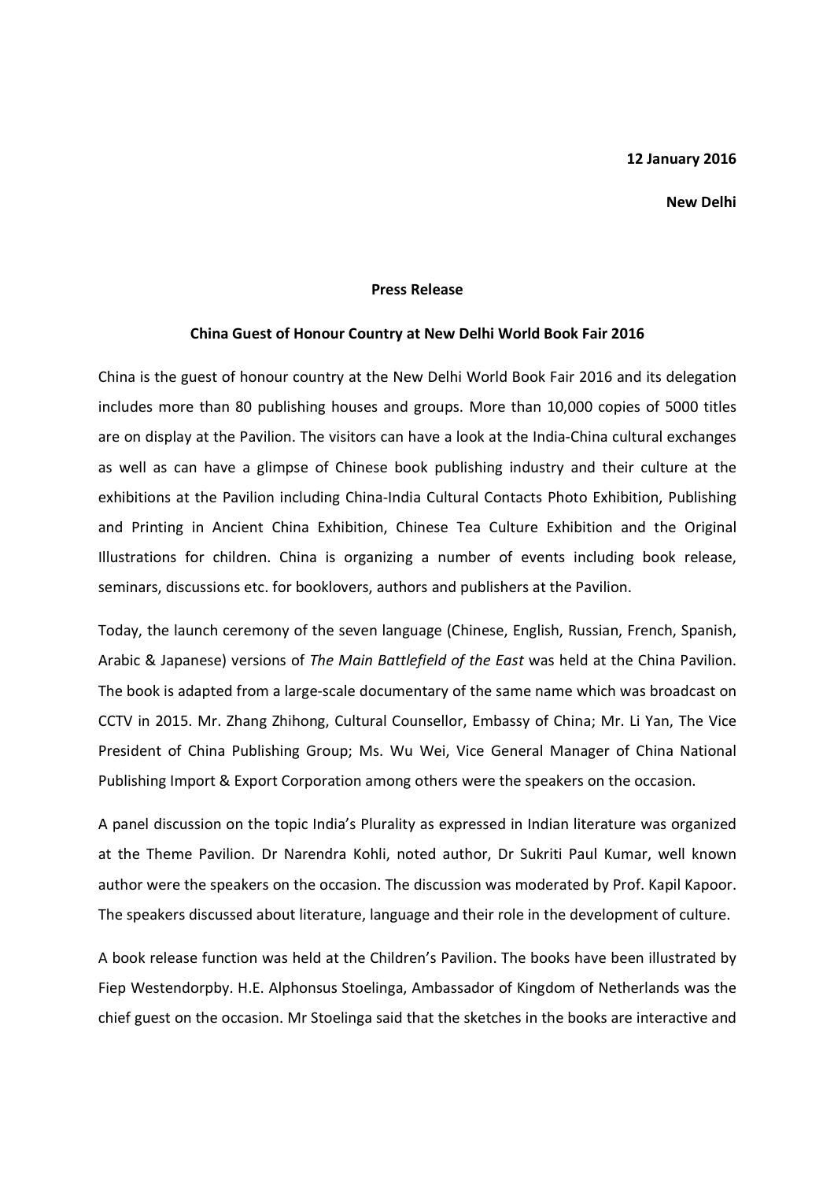**12 January 2016**

**New Delhi**

**Press Release**

**China Guest of Honour Country at New Delhi World Book Fair 2016**

China is the guest of honour country at the New Delhi World Book Fair 2016 and its delegation includes more than 80 publishing houses and groups. More than 10,000 copies of 5000 titles are on display at the Pavilion. The visitors can have a look at the India-China cultural exchanges as well as can have a glimpse of Chinese book publishing industry and their culture at the exhibitions at the Pavilion including China-India Cultural Contacts Photo Exhibition, Publishing and Printing in Ancient China Exhibition, Chinese Tea Culture Exhibition and the Original Illustrations for children. China is organizing a number of events including book release, seminars, discussions etc. for booklovers, authors and publishers at the Pavilion.

Today, the launch ceremony of the seven language (Chinese, English, Russian, French, Spanish, Arabic & Japanese) versions of *The Main Battlefield of the East* was held at the China Pavilion. The book is adapted from a large-scale documentary of the same name which was broadcast on CCTV in 2015. Mr. Zhang Zhihong, Cultural Counsellor, Embassy of China; Mr. Li Yan, The Vice President of China Publishing Group; Ms. Wu Wei, Vice General Manager of China National Publishing Import & Export Corporation among others were the speakers on the occasion.

A panel discussion on the topic India's Plurality as expressed in Indian literature was organized at the Theme Pavilion. Dr Narendra Kohli, noted author, Dr Sukriti Paul Kumar, well known author were the speakers on the occasion. The discussion was moderated by Prof. Kapil Kapoor. The speakers discussed about literature, language and their role in the development of culture.

A book release function was held at the Children's Pavilion. The books have been illustrated by Fiep Westendorpby. H.E. Alphonsus Stoelinga, Ambassador of Kingdom of Netherlands was the chief guest on the occasion. Mr Stoelinga said that the sketches in the books are interactive and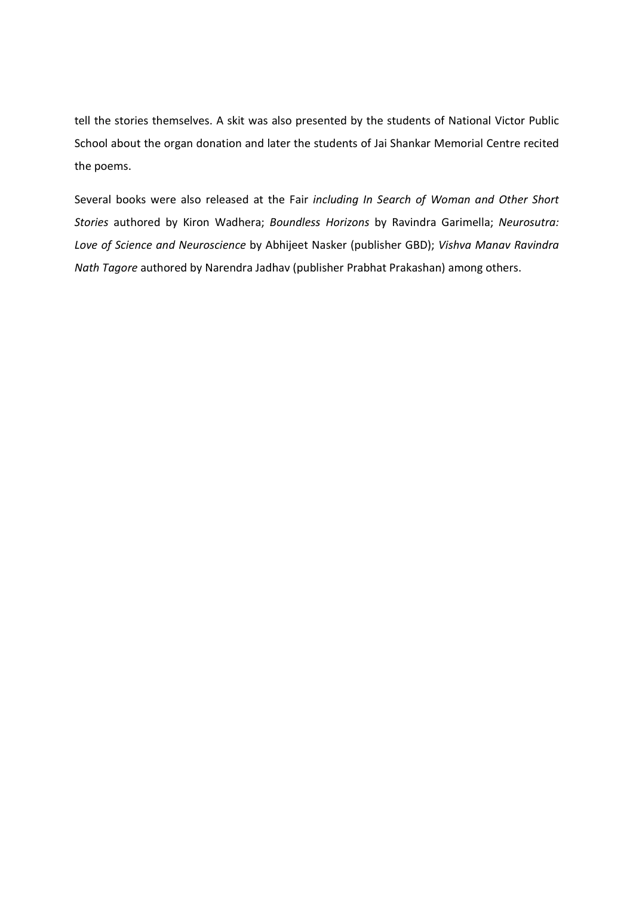tell the stories themselves. A skit was also presented by the students of National Victor Public School about the organ donation and later the students of Jai Shankar Memorial Centre recited the poems.

Several books were also released at the Fair *including In Search of Woman and Other Short Stories* authored by Kiron Wadhera; *Boundless Horizons* by Ravindra Garimella; *Neurosutra: Love of Science and Neuroscience* by Abhijeet Nasker (publisher GBD); *Vishva Manav Ravindra Nath Tagore* authored by Narendra Jadhav (publisher Prabhat Prakashan) among others.